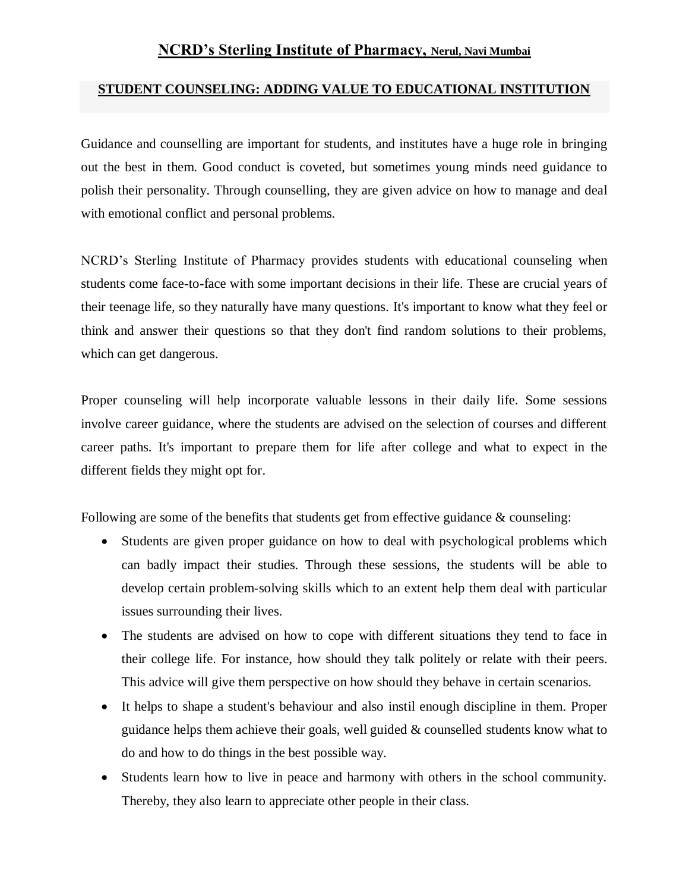# NCRD's Sterling Institute of Pharmacy, Nerul, Navi Mumbai

## STUDENT COUNSELING: ADDING VALUE TO EDUCATIONAL INSTITUTION

Guidance and counselling are important for students, and institutes have a huge role in bringing out the best in them. Good conduct is coveted, but sometimes young minds need guidance to polish their personality. Through counselling, they are given advice on how to manage and deal with emotional conflict and personal problems.

NCRD's Sterling Institute of Pharmacy provides students with educational counseling when students come face-to-face with some important decisions in their life. These are crucial years of their teenage life, so they naturally have many questions. It's important to know what they feel or think and answer their questions so that they don't find random solutions to their problems, which can get dangerous.

Proper counseling will help incorporate valuable lessons in their daily life. Some sessions involve career guidance, where the students are advised on the selection of courses and different career paths. It's important to prepare them for life after college and what to expect in the different fields they might opt for.

Following are some of the benefits that students get from effective guidance & counseling:

- Students are given proper guidance on how to deal with psychological problems which can badly impact their studies. Through these sessions, the students will be able to develop certain problem-solving skills which to an extent help them deal with particular issues surrounding their lives.
- The students are advised on how to cope with different situations they tend to face in their college life. For instance, how should they talk politely or relate with their peers. This advice will give them perspective on how should they behave in certain scenarios.
- It helps to shape a student's behaviour and also instil enough discipline in them. Proper guidance helps them achieve their goals, well guided & counselled students know what to do and how to do things in the best possible way.
- Students learn how to live in peace and harmony with others in the school community. Thereby, they also learn to appreciate other people in their class.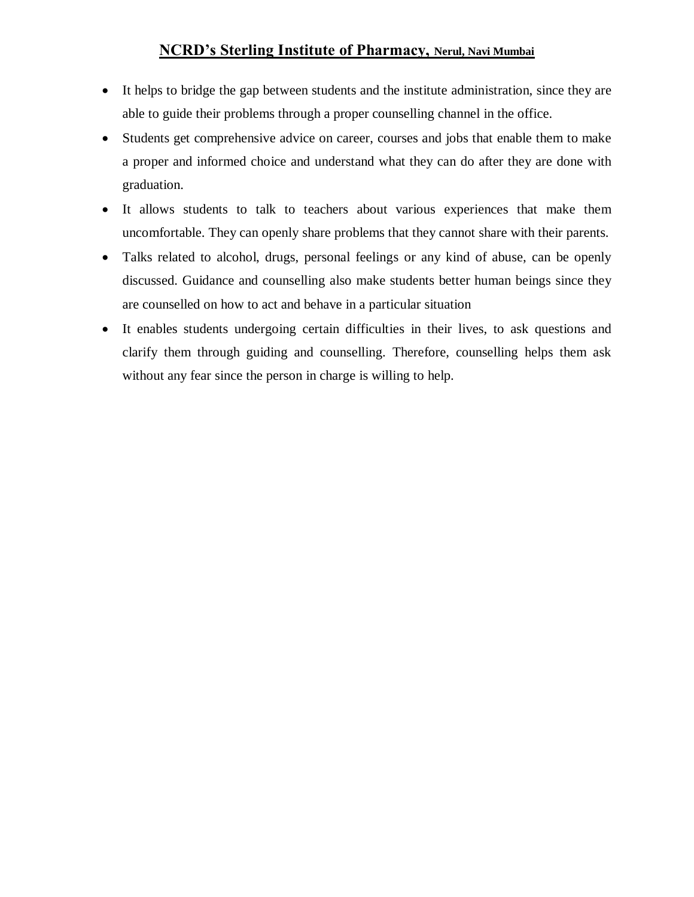- It helps to bridge the gap between students and the institute administration, since they are able to guide their problems through a proper counselling channel in the office.
- Students get comprehensive advice on career, courses and jobs that enable them to make a proper and informed choice and understand what they can do after they are done with graduation.
- It allows students to talk to teachers about various experiences that make them uncomfortable. They can openly share problems that they cannot share with their parents.
- Talks related to alcohol, drugs, personal feelings or any kind of abuse, can be openly discussed. Guidance and counselling also make students better human beings since they are counselled on how to act and behave in a particular situation
- It enables students undergoing certain difficulties in their lives, to ask questions and clarify them through guiding and counselling. Therefore, counselling helps them ask without any fear since the person in charge is willing to help.